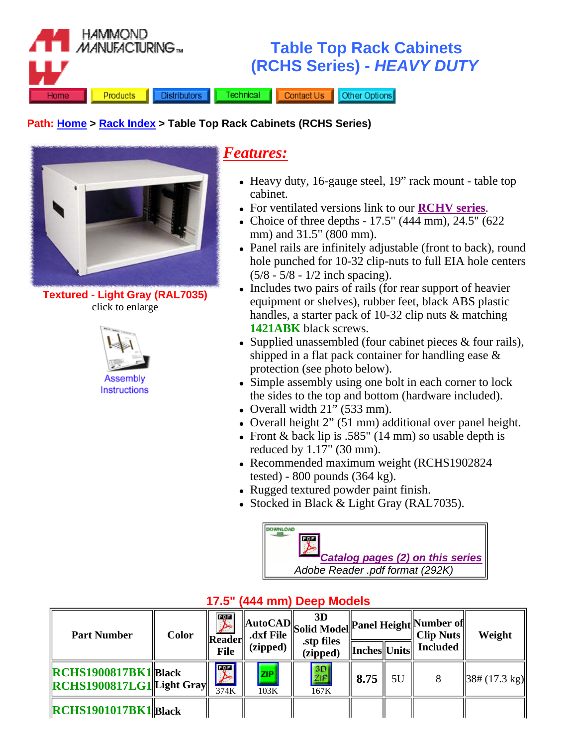# Table Top Rack Cabinets (RCHS Series) - *HEAVY DUTY*

Home | Products | Distributors | Technical | Contact Us | Other Options

**Path: Home > Rack Index > Table Top Rack Cabinets (RCHS Series)**

**Textured - Light Gray (RAL7035)**
click to enlarge

Assembly Instructions

## *Features:*

- Heavy duty, 16-gauge steel, 19" rack mount - table top cabinet.
- For ventilated versions link to our **RCHV series**.
- Choice of three depths - 17.5" (444 mm), 24.5" (622 mm) and 31.5" (800 mm).
- Panel rails are infinitely adjustable (front to back), round hole punched for 10-32 clip-nuts to full EIA hole centers (5/8 - 5/8 - 1/2 inch spacing).
- Includes two pairs of rails (for rear support of heavier equipment or shelves), rubber feet, black ABS plastic handles, a starter pack of 10-32 clip nuts & matching **1421ABK** black screws.
- Supplied unassembled (four cabinet pieces & four rails), shipped in a flat pack container for handling ease & protection (see photo below).
- Simple assembly using one bolt in each corner to lock the sides to the top and bottom (hardware included).
- Overall width 21" (533 mm).
- Overall height 2" (51 mm) additional over panel height.
- Front & back lip is .585" (14 mm) so usable depth is reduced by 1.17" (30 mm).
- Recommended maximum weight (RCHS1902824 tested) - 800 pounds (364 kg).
- Rugged textured powder paint finish.
- Stocked in Black & Light Gray (RAL7035).

DOWNLOAD
*Catalog pages (2) on this series*
*Adobe Reader .pdf format (292K)*

### 17.5" (444 mm) Deep Models

| Part Number | Color | Reader File | AutoCAD .dxf File (zipped) | 3D Solid Model .stp files (zipped) | Panel Height | | Number of Clip Nuts Included | Weight |
|---|---|---|---|---|---|---|---|---|
| | | | | | Inches | Units | | |
| RCHS1900817BK1<br>RCHS1900817LG1 | Black<br>Light Gray | 374K | 103K | 167K | 8.75 | 5U | 8 | 38# (17.3 kg) |
| RCHS1901017BK1 | Black | | | | | | | |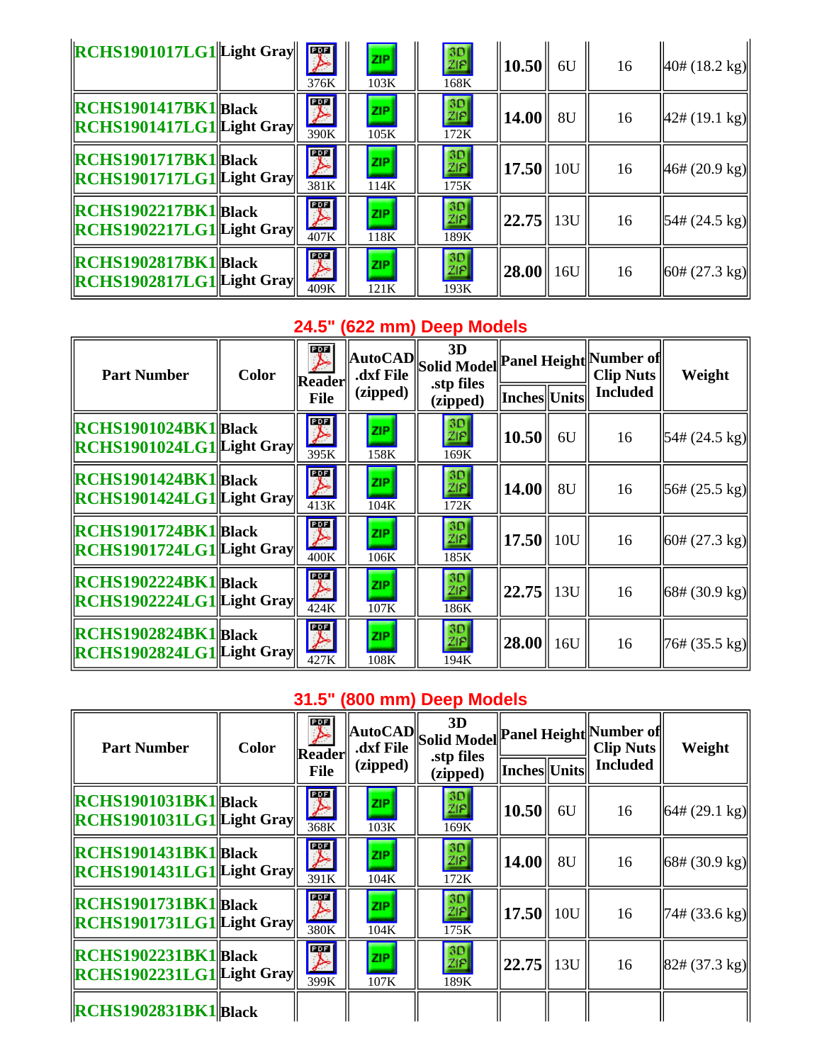| | | | | | | | | |
|---|---|---|---|---|---|---|---|---|
| RCHS1901017LG1 | Light Gray | 376K | 103K | 168K | 10.50 | 6U | 16 | 40# (18.2 kg) |
| RCHS1901417BK1<br>RCHS1901417LG1 | Black<br>Light Gray | 390K | 105K | 172K | 14.00 | 8U | 16 | 42# (19.1 kg) |
| RCHS1901717BK1<br>RCHS1901717LG1 | Black<br>Light Gray | 381K | 114K | 175K | 17.50 | 10U | 16 | 46# (20.9 kg) |
| RCHS1902217BK1<br>RCHS1902217LG1 | Black<br>Light Gray | 407K | 118K | 189K | 22.75 | 13U | 16 | 54# (24.5 kg) |
| RCHS1902817BK1<br>RCHS1902817LG1 | Black<br>Light Gray | 409K | 121K | 193K | 28.00 | 16U | 16 | 60# (27.3 kg) |

## 24.5" (622 mm) Deep Models

| Part Number | Color | Reader File | AutoCAD .dxf File (zipped) | 3D Solid Model .stp files (zipped) | Panel Height | | Number of Clip Nuts Included | Weight |
|---|---|---|---|---|---|---|---|---|
| | | | | | Inches | Units | | |
| RCHS1901024BK1<br>RCHS1901024LG1 | Black<br>Light Gray | 395K | 158K | 169K | 10.50 | 6U | 16 | 54# (24.5 kg) |
| RCHS1901424BK1<br>RCHS1901424LG1 | Black<br>Light Gray | 413K | 104K | 172K | 14.00 | 8U | 16 | 56# (25.5 kg) |
| RCHS1901724BK1<br>RCHS1901724LG1 | Black<br>Light Gray | 400K | 106K | 185K | 17.50 | 10U | 16 | 60# (27.3 kg) |
| RCHS1902224BK1<br>RCHS1902224LG1 | Black<br>Light Gray | 424K | 107K | 186K | 22.75 | 13U | 16 | 68# (30.9 kg) |
| RCHS1902824BK1<br>RCHS1902824LG1 | Black<br>Light Gray | 427K | 108K | 194K | 28.00 | 16U | 16 | 76# (35.5 kg) |

## 31.5" (800 mm) Deep Models

| Part Number | Color | Reader File | AutoCAD .dxf File (zipped) | 3D Solid Model .stp files (zipped) | Panel Height | | Number of Clip Nuts Included | Weight |
|---|---|---|---|---|---|---|---|---|
| | | | | | Inches | Units | | |
| RCHS1901031BK1<br>RCHS1901031LG1 | Black<br>Light Gray | 368K | 103K | 169K | 10.50 | 6U | 16 | 64# (29.1 kg) |
| RCHS1901431BK1<br>RCHS1901431LG1 | Black<br>Light Gray | 391K | 104K | 172K | 14.00 | 8U | 16 | 68# (30.9 kg) |
| RCHS1901731BK1<br>RCHS1901731LG1 | Black<br>Light Gray | 380K | 104K | 175K | 17.50 | 10U | 16 | 74# (33.6 kg) |
| RCHS1902231BK1<br>RCHS1902231LG1 | Black<br>Light Gray | 399K | 107K | 189K | 22.75 | 13U | 16 | 82# (37.3 kg) |
| RCHS1902831BK1 | Black | | | | | | | |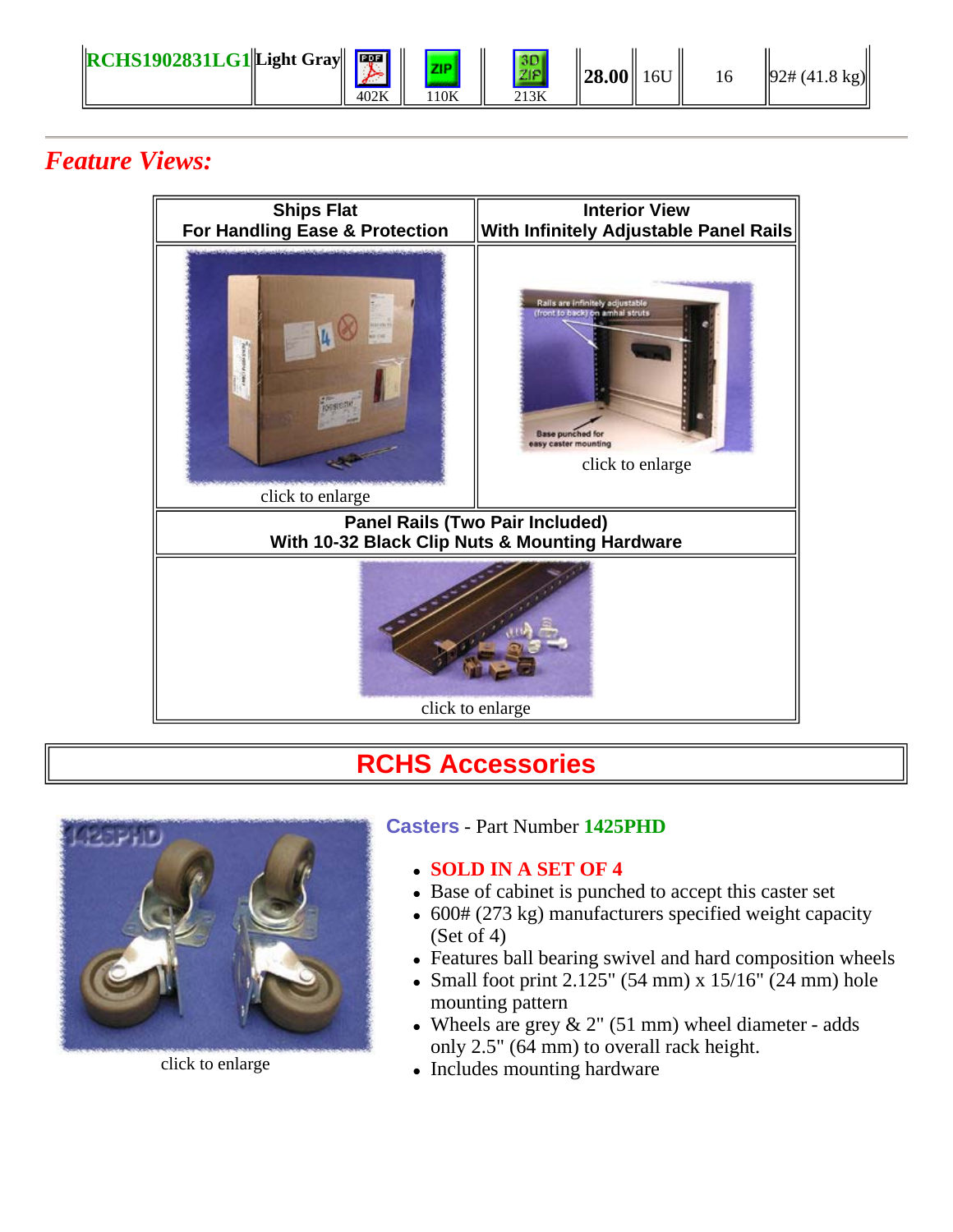| RCHS1902831LG1 | Light Gray | PDF 402K | ZIP 110K | 3D ZIP 213K | 28.00 | 16U | 16 | 92# (41.8 kg) |
|---|---|---|---|---|---|---|---|---|

## *Feature Views:*

| Ships Flat For Handling Ease & Protection | Interior View With Infinitely Adjustable Panel Rails |
|---|---|
| click to enlarge | click to enlarge |
| **Panel Rails (Two Pair Included) With 10-32 Black Clip Nuts & Mounting Hardware** | |
| click to enlarge | |

## RCHS Accessories

click to enlarge

**Casters** - Part Number **1425PHD**

- **SOLD IN A SET OF 4**
- Base of cabinet is punched to accept this caster set
- 600# (273 kg) manufacturers specified weight capacity (Set of 4)
- Features ball bearing swivel and hard composition wheels
- Small foot print 2.125" (54 mm) x 15/16" (24 mm) hole mounting pattern
- Wheels are grey & 2" (51 mm) wheel diameter - adds only 2.5" (64 mm) to overall rack height.
- Includes mounting hardware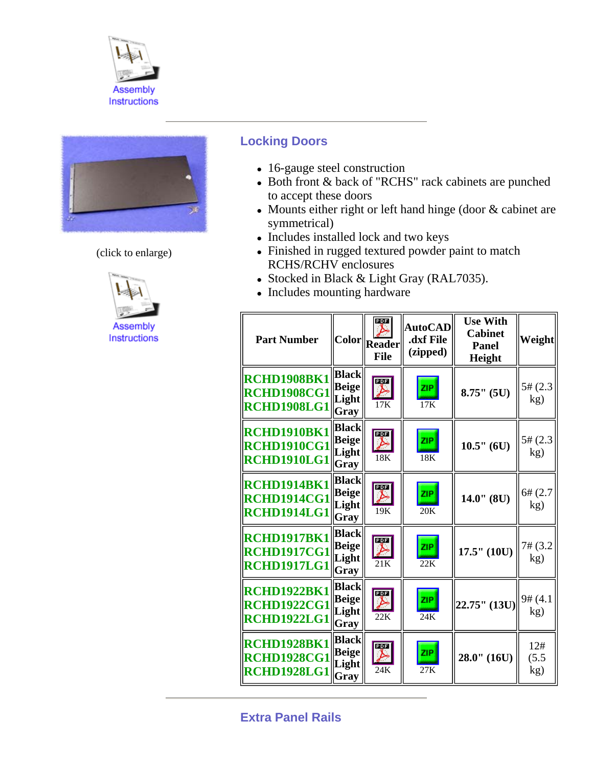Assembly Instructions

## Locking Doors

(click to enlarge)

Assembly Instructions

- 16-gauge steel construction
- Both front & back of "RCHS" rack cabinets are punched to accept these doors
- Mounts either right or left hand hinge (door & cabinet are symmetrical)
- Includes installed lock and two keys
- Finished in rugged textured powder paint to match RCHS/RCHV enclosures
- Stocked in Black & Light Gray (RAL7035).
- Includes mounting hardware

| Part Number | Color | Reader File | AutoCAD .dxf File (zipped) | Use With Cabinet Panel Height | Weight |
|---|---|---|---|---|---|
| RCHD1908BK1 RCHD1908CG1 RCHD1908LG1 | Black Beige Light Gray | 17K | 17K | 8.75" (5U) | 5# (2.3 kg) |
| RCHD1910BK1 RCHD1910CG1 RCHD1910LG1 | Black Beige Light Gray | 18K | 18K | 10.5" (6U) | 5# (2.3 kg) |
| RCHD1914BK1 RCHD1914CG1 RCHD1914LG1 | Black Beige Light Gray | 19K | 20K | 14.0" (8U) | 6# (2.7 kg) |
| RCHD1917BK1 RCHD1917CG1 RCHD1917LG1 | Black Beige Light Gray | 21K | 22K | 17.5" (10U) | 7# (3.2 kg) |
| RCHD1922BK1 RCHD1922CG1 RCHD1922LG1 | Black Beige Light Gray | 22K | 24K | 22.75" (13U) | 9# (4.1 kg) |
| RCHD1928BK1 RCHD1928CG1 RCHD1928LG1 | Black Beige Light Gray | 24K | 27K | 28.0" (16U) | 12# (5.5 kg) |

## Extra Panel Rails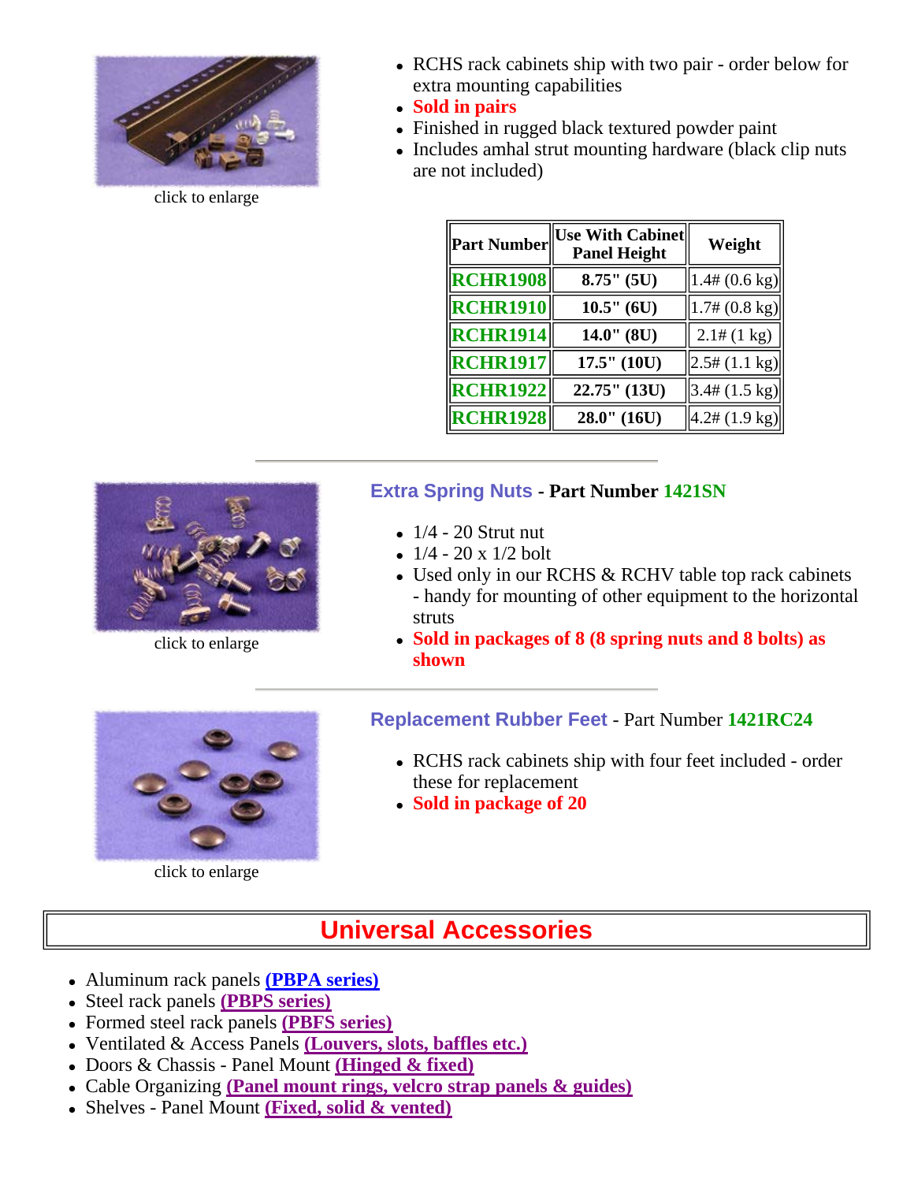click to enlarge

- RCHS rack cabinets ship with two pair - order below for extra mounting capabilities
- **Sold in pairs**
- Finished in rugged black textured powder paint
- Includes amhal strut mounting hardware (black clip nuts are not included)

| Part Number | Use With Cabinet Panel Height | Weight |
|---|---|---|
| **RCHR1908** | **8.75" (5U)** | 1.4# (0.6 kg) |
| **RCHR1910** | **10.5" (6U)** | 1.7# (0.8 kg) |
| **RCHR1914** | **14.0" (8U)** | 2.1# (1 kg) |
| **RCHR1917** | **17.5" (10U)** | 2.5# (1.1 kg) |
| **RCHR1922** | **22.75" (13U)** | 3.4# (1.5 kg) |
| **RCHR1928** | **28.0" (16U)** | 4.2# (1.9 kg) |

---

click to enlarge

### Extra Spring Nuts - Part Number 1421SN

- 1/4 - 20 Strut nut
- 1/4 - 20 x 1/2 bolt
- Used only in our RCHS & RCHV table top rack cabinets - handy for mounting of other equipment to the horizontal struts
- **Sold in packages of 8 (8 spring nuts and 8 bolts) as shown**

---

click to enlarge

### Replacement Rubber Feet - Part Number **1421RC24**

- RCHS rack cabinets ship with four feet included - order these for replacement
- **Sold in package of 20**

## Universal Accessories

- Aluminum rack panels **(PBPA series)**
- Steel rack panels **(PBPS series)**
- Formed steel rack panels **(PBFS series)**
- Ventilated & Access Panels **(Louvers, slots, baffles etc.)**
- Doors & Chassis - Panel Mount **(Hinged & fixed)**
- Cable Organizing **(Panel mount rings, velcro strap panels & guides)**
- Shelves - Panel Mount **(Fixed, solid & vented)**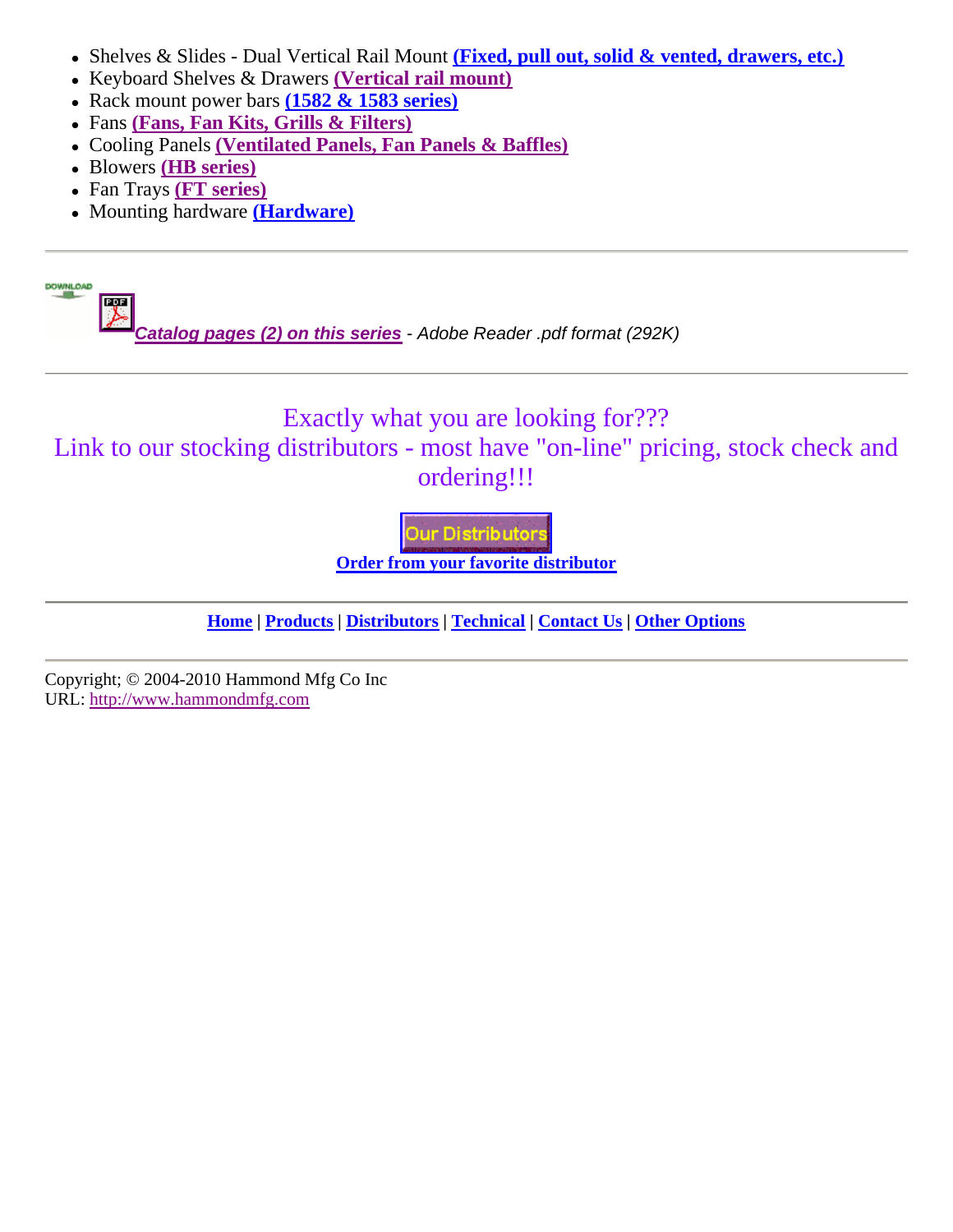- Shelves & Slides - Dual Vertical Rail Mount **(Fixed, pull out, solid & vented, drawers, etc.)**
- Keyboard Shelves & Drawers **(Vertical rail mount)**
- Rack mount power bars **(1582 & 1583 series)**
- Fans **(Fans, Fan Kits, Grills & Filters)**
- Cooling Panels **(Ventilated Panels, Fan Panels & Baffles)**
- Blowers **(HB series)**
- Fan Trays **(FT series)**
- Mounting hardware **(Hardware)**

---

*Catalog pages (2) on this series - Adobe Reader .pdf format (292K)*

---

Exactly what you are looking for???
Link to our stocking distributors - most have "on-line" pricing, stock check and ordering!!!

Our Distributors

**Order from your favorite distributor**

---

**Home** | **Products** | **Distributors** | **Technical** | **Contact Us** | **Other Options**

---

Copyright; © 2004-2010 Hammond Mfg Co Inc
URL: http://www.hammondmfg.com